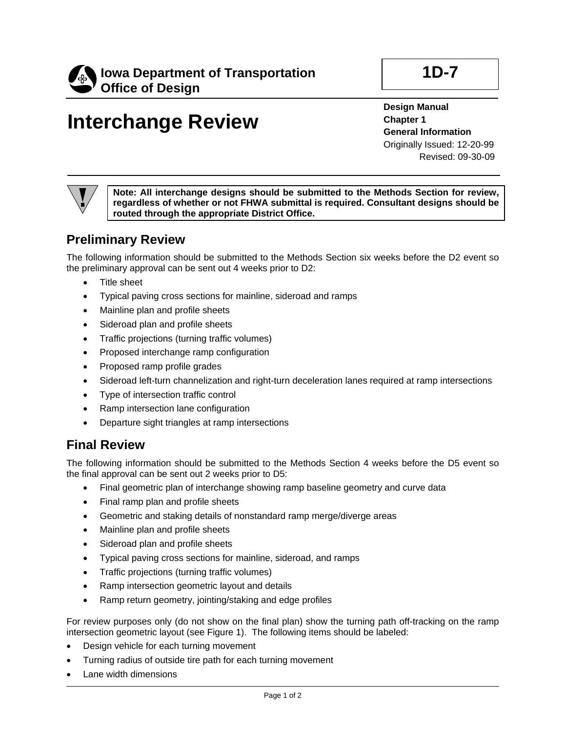**Iowa Department of Transportation**
**Office of Design**

**1D-7**

# Interchange Review

**Design Manual**
**Chapter 1**
**General Information**
Originally Issued: 12-20-99
Revised: 09-30-09

**Note: All interchange designs should be submitted to the Methods Section for review, regardless of whether or not FHWA submittal is required. Consultant designs should be routed through the appropriate District Office.**

## Preliminary Review

The following information should be submitted to the Methods Section six weeks before the D2 event so the preliminary approval can be sent out 4 weeks prior to D2:

- Title sheet
- Typical paving cross sections for mainline, sideroad and ramps
- Mainline plan and profile sheets
- Sideroad plan and profile sheets
- Traffic projections (turning traffic volumes)
- Proposed interchange ramp configuration
- Proposed ramp profile grades
- Sideroad left-turn channelization and right-turn deceleration lanes required at ramp intersections
- Type of intersection traffic control
- Ramp intersection lane configuration
- Departure sight triangles at ramp intersections

## Final Review

The following information should be submitted to the Methods Section 4 weeks before the D5 event so the final approval can be sent out 2 weeks prior to D5:

- Final geometric plan of interchange showing ramp baseline geometry and curve data
- Final ramp plan and profile sheets
- Geometric and staking details of nonstandard ramp merge/diverge areas
- Mainline plan and profile sheets
- Sideroad plan and profile sheets
- Typical paving cross sections for mainline, sideroad, and ramps
- Traffic projections (turning traffic volumes)
- Ramp intersection geometric layout and details
- Ramp return geometry, jointing/staking and edge profiles

For review purposes only (do not show on the final plan) show the turning path off-tracking on the ramp intersection geometric layout (see Figure 1). The following items should be labeled:

- Design vehicle for each turning movement
- Turning radius of outside tire path for each turning movement
- Lane width dimensions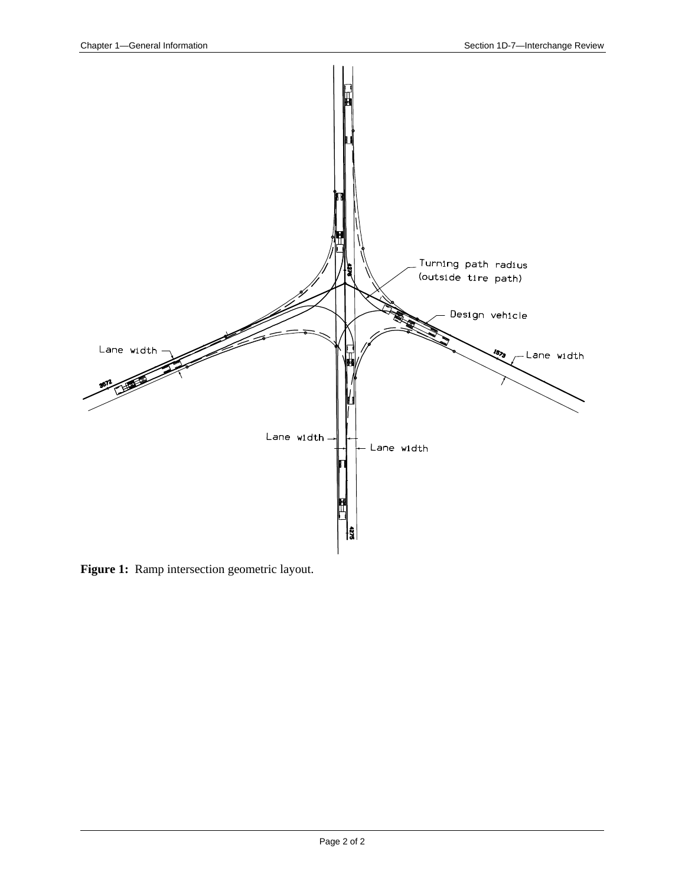Turning path radius (outside tire path)

Design vehicle

Lane width

Lane width

Lane width

Lane width

**Figure 1:** Ramp intersection geometric layout.